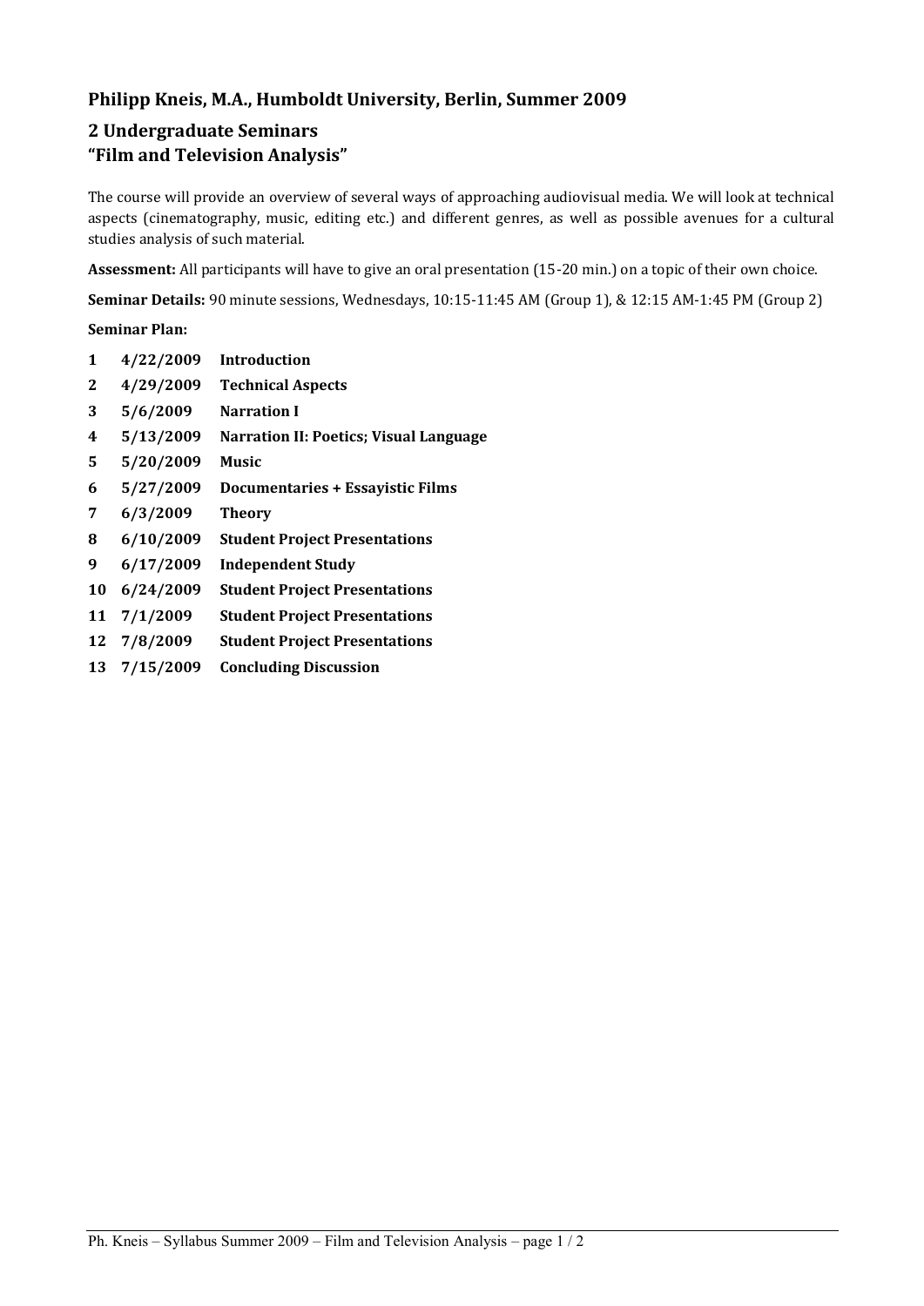## Philipp Kneis, M.A., Humboldt University, Berlin, Summer 2009

## 2 Undergraduate Seminars
## "Film and Television Analysis"

The course will provide an overview of several ways of approaching audiovisual media. We will look at technical aspects (cinematography, music, editing etc.) and different genres, as well as possible avenues for a cultural studies analysis of such material.

**Assessment:** All participants will have to give an oral presentation (15-20 min.) on a topic of their own choice.

**Seminar Details:** 90 minute sessions, Wednesdays, 10:15-11:45 AM (Group 1), & 12:15 AM-1:45 PM (Group 2)

**Seminar Plan:**

| | | |
|---|---|---|
| **1** | **4/22/2009** | **Introduction** |
| **2** | **4/29/2009** | **Technical Aspects** |
| **3** | **5/6/2009** | **Narration I** |
| **4** | **5/13/2009** | **Narration II: Poetics; Visual Language** |
| **5** | **5/20/2009** | **Music** |
| **6** | **5/27/2009** | **Documentaries + Essayistic Films** |
| **7** | **6/3/2009** | **Theory** |
| **8** | **6/10/2009** | **Student Project Presentations** |
| **9** | **6/17/2009** | **Independent Study** |
| **10** | **6/24/2009** | **Student Project Presentations** |
| **11** | **7/1/2009** | **Student Project Presentations** |
| **12** | **7/8/2009** | **Student Project Presentations** |
| **13** | **7/15/2009** | **Concluding Discussion** |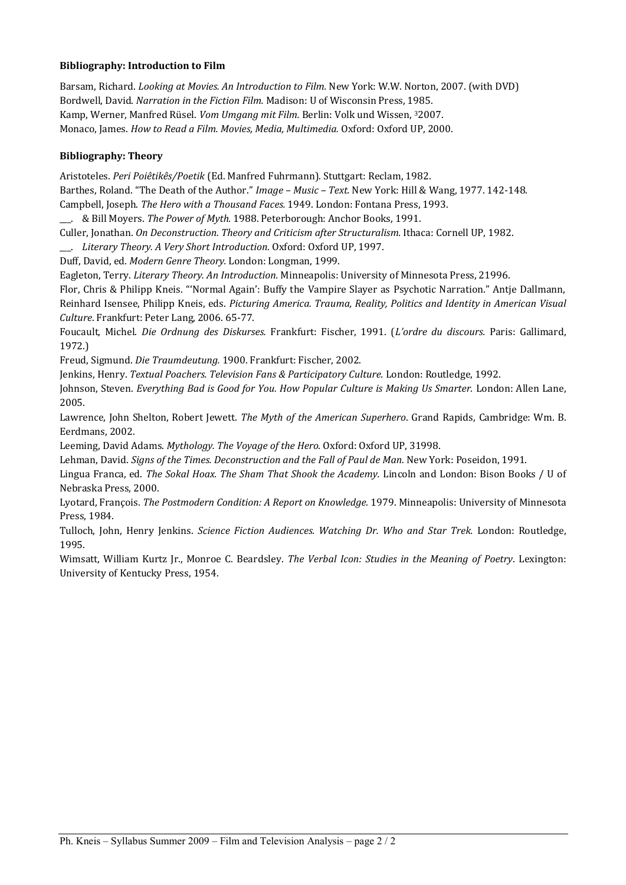**Bibliography: Introduction to Film**

Barsam, Richard. *Looking at Movies. An Introduction to Film.* New York: W.W. Norton, 2007. (with DVD)

Bordwell, David. *Narration in the Fiction Film.* Madison: U of Wisconsin Press, 1985.

Kamp, Werner, Manfred Rüsel. *Vom Umgang mit Film.* Berlin: Volk und Wissen, [3]2007.

Monaco, James. *How to Read a Film. Movies, Media, Multimedia.* Oxford: Oxford UP, 2000.

**Bibliography: Theory**

Aristoteles. *Peri Poiêtikês/Poetik* (Ed. Manfred Fuhrmann). Stuttgart: Reclam, 1982.

Barthes, Roland. "The Death of the Author." *Image – Music – Text.* New York: Hill & Wang, 1977. 142-148.

Campbell, Joseph. *The Hero with a Thousand Faces.* 1949. London: Fontana Press, 1993.

___. & Bill Moyers. *The Power of Myth.* 1988. Peterborough: Anchor Books, 1991.

Culler, Jonathan. *On Deconstruction. Theory and Criticism after Structuralism.* Ithaca: Cornell UP, 1982.

___. *Literary Theory. A Very Short Introduction.* Oxford: Oxford UP, 1997.

Duff, David, ed. *Modern Genre Theory.* London: Longman, 1999.

Eagleton, Terry. *Literary Theory. An Introduction.* Minneapolis: University of Minnesota Press, [2]1996.

Flor, Chris & Philipp Kneis. "'Normal Again': Buffy the Vampire Slayer as Psychotic Narration." Antje Dallmann, Reinhard Isensee, Philipp Kneis, eds. *Picturing America. Trauma, Reality, Politics and Identity in American Visual Culture*. Frankfurt: Peter Lang, 2006. 65-77.

Foucault, Michel. *Die Ordnung des Diskurses.* Frankfurt: Fischer, 1991. (*L'ordre du discours.* Paris: Gallimard, 1972.)

Freud, Sigmund. *Die Traumdeutung.* 1900. Frankfurt: Fischer, 2002.

Jenkins, Henry. *Textual Poachers. Television Fans & Participatory Culture.* London: Routledge, 1992.

Johnson, Steven. *Everything Bad is Good for You. How Popular Culture is Making Us Smarter.* London: Allen Lane, 2005.

Lawrence, John Shelton, Robert Jewett. *The Myth of the American Superhero*. Grand Rapids, Cambridge: Wm. B. Eerdmans, 2002.

Leeming, David Adams. *Mythology. The Voyage of the Hero.* Oxford: Oxford UP, [3]1998.

Lehman, David. *Signs of the Times. Deconstruction and the Fall of Paul de Man.* New York: Poseidon, 1991.

Lingua Franca, ed. *The Sokal Hoax. The Sham That Shook the Academy.* Lincoln and London: Bison Books / U of Nebraska Press, 2000.

Lyotard, François. *The Postmodern Condition: A Report on Knowledge.* 1979. Minneapolis: University of Minnesota Press, 1984.

Tulloch, John, Henry Jenkins. *Science Fiction Audiences. Watching Dr. Who and Star Trek.* London: Routledge, 1995.

Wimsatt, William Kurtz Jr., Monroe C. Beardsley. *The Verbal Icon: Studies in the Meaning of Poetry*. Lexington: University of Kentucky Press, 1954.